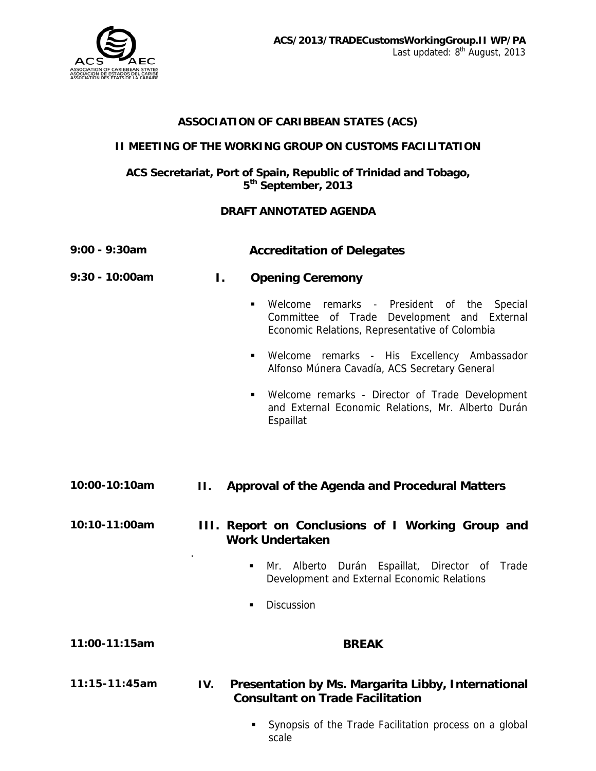**ACS/2013/TRADECustomsWorkingGroup.II WP/PA**
Last updated: 8th August, 2013

## ASSOCIATION OF CARIBBEAN STATES (ACS)

### II MEETING OF THE WORKING GROUP ON CUSTOMS FACILITATION

**ACS Secretariat, Port of Spain, Republic of Trinidad and Tobago, 5th September, 2013**

### DRAFT ANNOTATED AGENDA

**9:00 - 9:30am** — **Accreditation of Delegates**

**9:30 - 10:00am** — **I. Opening Ceremony**

- Welcome remarks - President of the Special Committee of Trade Development and External Economic Relations, Representative of Colombia
- Welcome remarks - His Excellency Ambassador Alfonso Múnera Cavadía, ACS Secretary General
- Welcome remarks - Director of Trade Development and External Economic Relations, Mr. Alberto Durán Espaillat

**10:00-10:10am** — **II. Approval of the Agenda and Procedural Matters**

**10:10-11:00am** — **III. Report on Conclusions of I Working Group and Work Undertaken**

- Mr. Alberto Durán Espaillat, Director of Trade Development and External Economic Relations
- Discussion

**11:00-11:15am** — **BREAK**

**11:15-11:45am** — **IV. Presentation by Ms. Margarita Libby, International Consultant on Trade Facilitation**

- Synopsis of the Trade Facilitation process on a global scale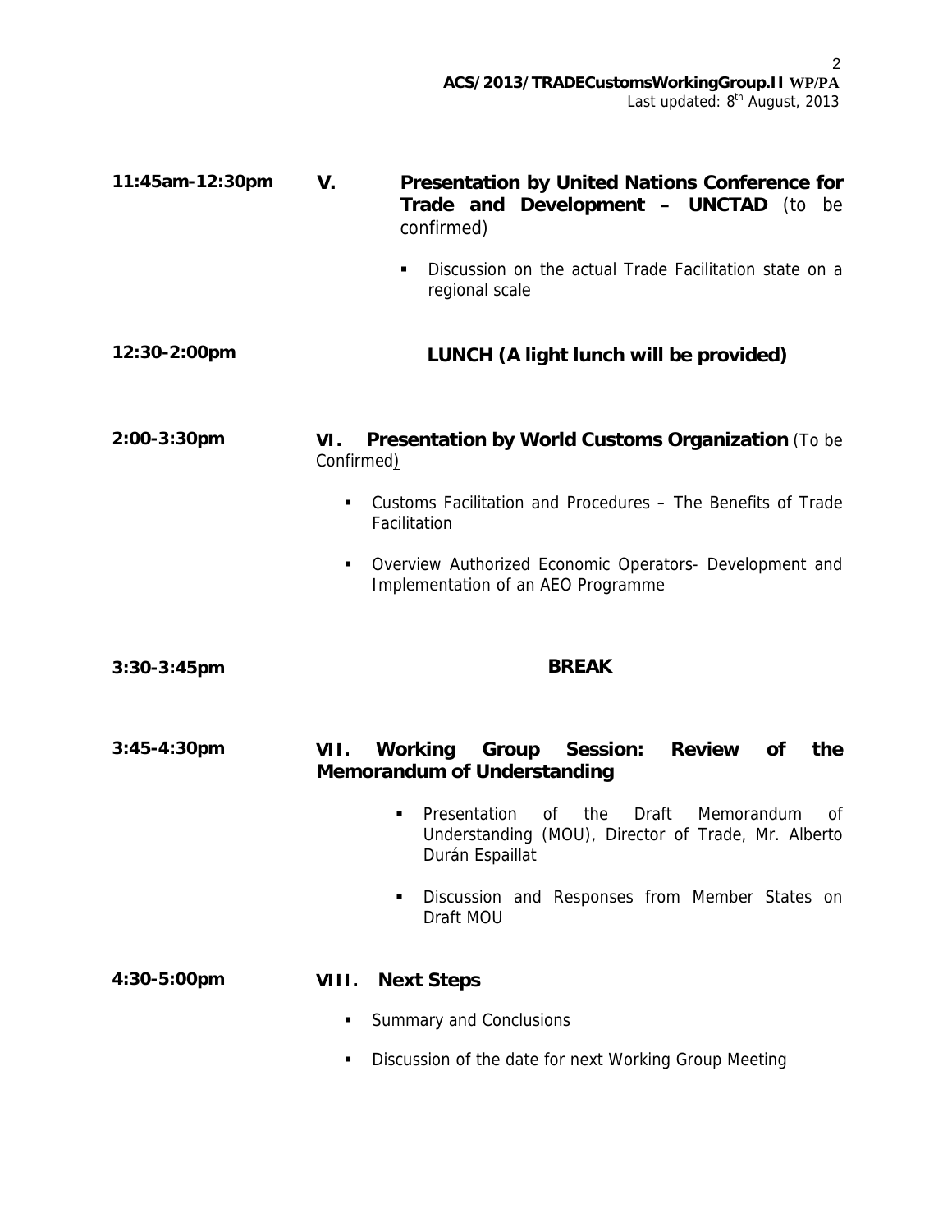**11:45am-12:30pm** **V. Presentation by United Nations Conference for Trade and Development – UNCTAD** (to be confirmed)

- Discussion on the actual Trade Facilitation state on a regional scale

**12:30-2:00pm** **LUNCH (A light lunch will be provided)**

**2:00-3:30pm** **VI. Presentation by World Customs Organization** (To be Confirmed)

- Customs Facilitation and Procedures – The Benefits of Trade Facilitation
- Overview Authorized Economic Operators- Development and Implementation of an AEO Programme

**3:30-3:45pm** **BREAK**

**3:45-4:30pm** **VII. Working Group Session: Review of the Memorandum of Understanding**

- Presentation of the Draft Memorandum of Understanding (MOU), Director of Trade, Mr. Alberto Durán Espaillat
- Discussion and Responses from Member States on Draft MOU

**4:30-5:00pm** **VIII. Next Steps**

- Summary and Conclusions
- Discussion of the date for next Working Group Meeting